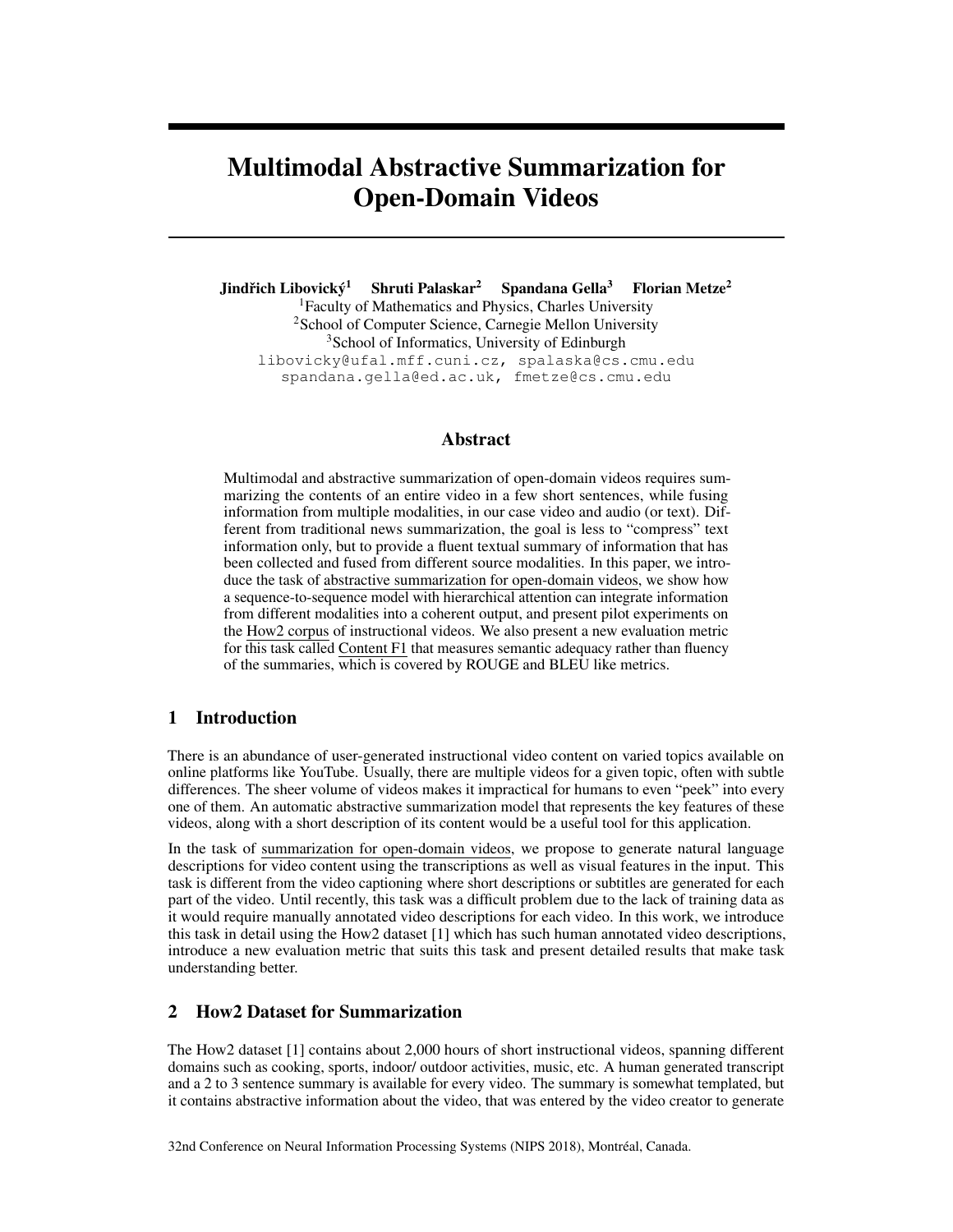# Multimodal Abstractive Summarization for Open-Domain Videos

**Jindřich Libovický[1] Shruti Palaskar[2] Spandana Gella[3] Florian Metze[2]**

[1]Faculty of Mathematics and Physics, Charles University
[2]School of Computer Science, Carnegie Mellon University
[3]School of Informatics, University of Edinburgh

libovicky@ufal.mff.cuni.cz, spalaska@cs.cmu.edu
spandana.gella@ed.ac.uk, fmetze@cs.cmu.edu

## Abstract

Multimodal and abstractive summarization of open-domain videos requires summarizing the contents of an entire video in a few short sentences, while fusing information from multiple modalities, in our case video and audio (or text). Different from traditional news summarization, the goal is less to "compress" text information only, but to provide a fluent textual summary of information that has been collected and fused from different source modalities. In this paper, we introduce the task of abstractive summarization for open-domain videos, we show how a sequence-to-sequence model with hierarchical attention can integrate information from different modalities into a coherent output, and present pilot experiments on the How2 corpus of instructional videos. We also present a new evaluation metric for this task called Content F1 that measures semantic adequacy rather than fluency of the summaries, which is covered by ROUGE and BLEU like metrics.

## 1 Introduction

There is an abundance of user-generated instructional video content on varied topics available on online platforms like YouTube. Usually, there are multiple videos for a given topic, often with subtle differences. The sheer volume of videos makes it impractical for humans to even "peek" into every one of them. An automatic abstractive summarization model that represents the key features of these videos, along with a short description of its content would be a useful tool for this application.

In the task of summarization for open-domain videos, we propose to generate natural language descriptions for video content using the transcriptions as well as visual features in the input. This task is different from the video captioning where short descriptions or subtitles are generated for each part of the video. Until recently, this task was a difficult problem due to the lack of training data as it would require manually annotated video descriptions for each video. In this work, we introduce this task in detail using the How2 dataset [1] which has such human annotated video descriptions, introduce a new evaluation metric that suits this task and present detailed results that make task understanding better.

## 2 How2 Dataset for Summarization

The How2 dataset [1] contains about 2,000 hours of short instructional videos, spanning different domains such as cooking, sports, indoor/ outdoor activities, music, etc. A human generated transcript and a 2 to 3 sentence summary is available for every video. The summary is somewhat templated, but it contains abstractive information about the video, that was entered by the video creator to generate

32nd Conference on Neural Information Processing Systems (NIPS 2018), Montréal, Canada.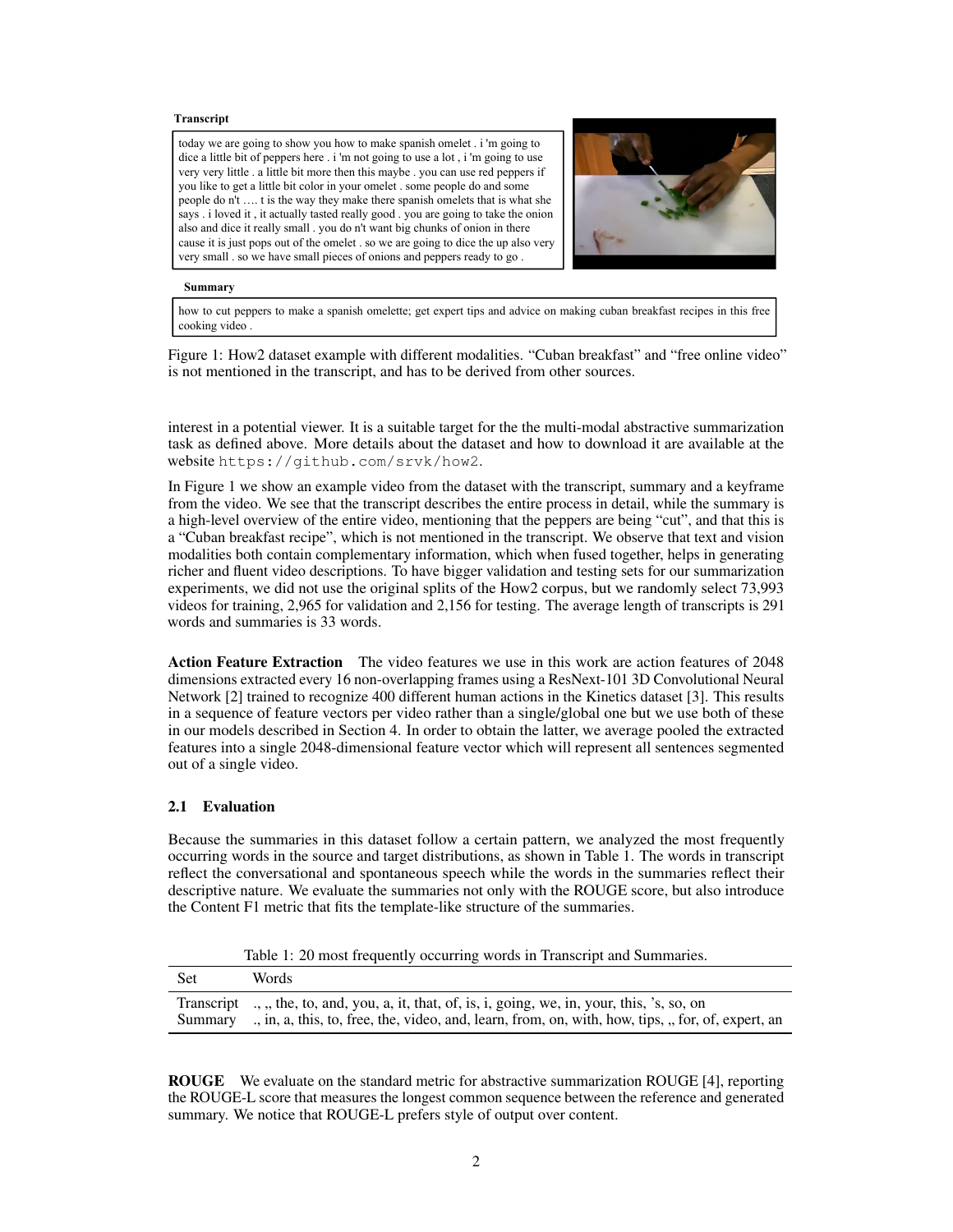**Transcript**

today we are going to show you how to make spanish omelet . i 'm going to dice a little bit of peppers here . i 'm not going to use a lot , i 'm going to use very very little . a little bit more then this maybe . you can use red peppers if you like to get a little bit color in your omelet . some people do and some people do n't …. t is the way they make there spanish omelets that is what she says . i loved it , it actually tasted really good . you are going to take the onion also and dice it really small . you do n't want big chunks of onion in there cause it is just pops out of the omelet . so we are going to dice the up also very very small . so we have small pieces of onions and peppers ready to go .

**Summary**

how to cut peppers to make a spanish omelette; get expert tips and advice on making cuban breakfast recipes in this free cooking video .

Figure 1: How2 dataset example with different modalities. "Cuban breakfast" and "free online video" is not mentioned in the transcript, and has to be derived from other sources.

interest in a potential viewer. It is a suitable target for the the multi-modal abstractive summarization task as defined above. More details about the dataset and how to download it are available at the website https://github.com/srvk/how2.

In Figure 1 we show an example video from the dataset with the transcript, summary and a keyframe from the video. We see that the transcript describes the entire process in detail, while the summary is a high-level overview of the entire video, mentioning that the peppers are being "cut", and that this is a "Cuban breakfast recipe", which is not mentioned in the transcript. We observe that text and vision modalities both contain complementary information, which when fused together, helps in generating richer and fluent video descriptions. To have bigger validation and testing sets for our summarization experiments, we did not use the original splits of the How2 corpus, but we randomly select 73,993 videos for training, 2,965 for validation and 2,156 for testing. The average length of transcripts is 291 words and summaries is 33 words.

**Action Feature Extraction** The video features we use in this work are action features of 2048 dimensions extracted every 16 non-overlapping frames using a ResNext-101 3D Convolutional Neural Network [2] trained to recognize 400 different human actions in the Kinetics dataset [3]. This results in a sequence of feature vectors per video rather than a single/global one but we use both of these in our models described in Section 4. In order to obtain the latter, we average pooled the extracted features into a single 2048-dimensional feature vector which will represent all sentences segmented out of a single video.

### 2.1 Evaluation

Because the summaries in this dataset follow a certain pattern, we analyzed the most frequently occurring words in the source and target distributions, as shown in Table 1. The words in transcript reflect the conversational and spontaneous speech while the words in the summaries reflect their descriptive nature. We evaluate the summaries not only with the ROUGE score, but also introduce the Content F1 metric that fits the template-like structure of the summaries.

Table 1: 20 most frequently occurring words in Transcript and Summaries.

| Set | Words |
|---|---|
| Transcript | ., ,, the, to, and, you, a, it, that, of, is, i, going, we, in, your, this, 's, so, on |
| Summary | ., in, a, this, to, free, the, video, and, learn, from, on, with, how, tips, ,, for, of, expert, an |

**ROUGE** We evaluate on the standard metric for abstractive summarization ROUGE [4], reporting the ROUGE-L score that measures the longest common sequence between the reference and generated summary. We notice that ROUGE-L prefers style of output over content.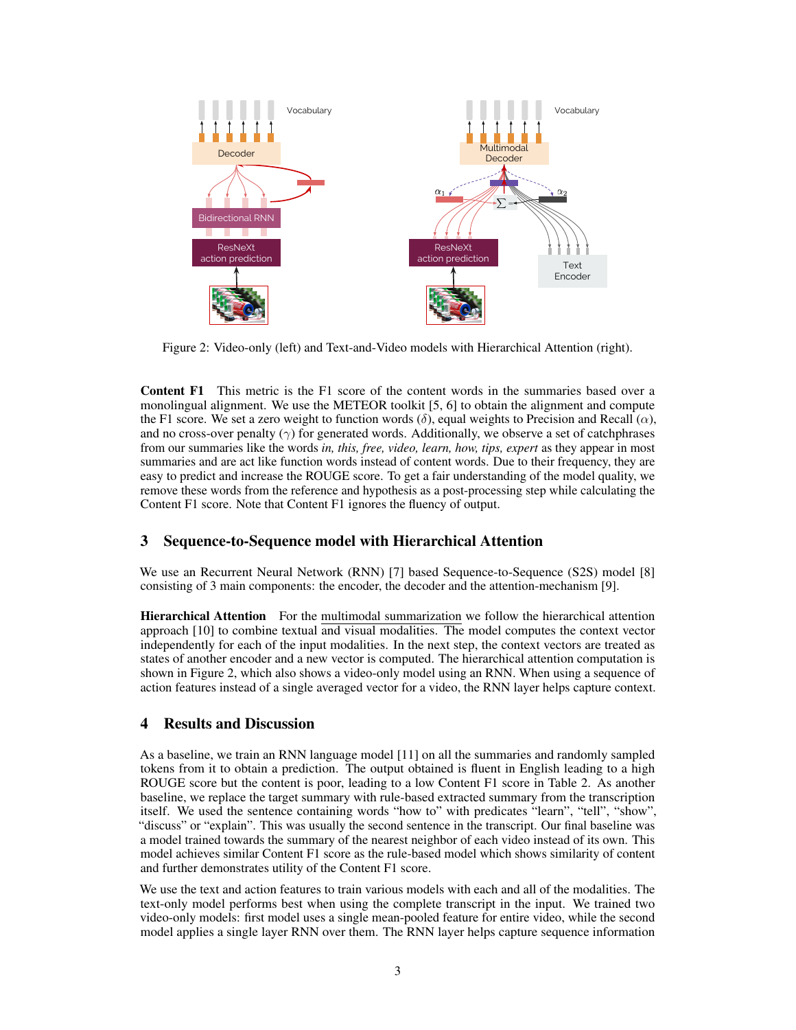Figure 2: Video-only (left) and Text-and-Video models with Hierarchical Attention (right).

**Content F1** This metric is the F1 score of the content words in the summaries based over a monolingual alignment. We use the METEOR toolkit [5, 6] to obtain the alignment and compute the F1 score. We set a zero weight to function words ($\delta$), equal weights to Precision and Recall ($\alpha$), and no cross-over penalty ($\gamma$) for generated words. Additionally, we observe a set of catchphrases from our summaries like the words *in, this, free, video, learn, how, tips, expert* as they appear in most summaries and are act like function words instead of content words. Due to their frequency, they are easy to predict and increase the ROUGE score. To get a fair understanding of the model quality, we remove these words from the reference and hypothesis as a post-processing step while calculating the Content F1 score. Note that Content F1 ignores the fluency of output.

## 3 Sequence-to-Sequence model with Hierarchical Attention

We use an Recurrent Neural Network (RNN) [7] based Sequence-to-Sequence (S2S) model [8] consisting of 3 main components: the encoder, the decoder and the attention-mechanism [9].

**Hierarchical Attention** For the multimodal summarization we follow the hierarchical attention approach [10] to combine textual and visual modalities. The model computes the context vector independently for each of the input modalities. In the next step, the context vectors are treated as states of another encoder and a new vector is computed. The hierarchical attention computation is shown in Figure 2, which also shows a video-only model using an RNN. When using a sequence of action features instead of a single averaged vector for a video, the RNN layer helps capture context.

## 4 Results and Discussion

As a baseline, we train an RNN language model [11] on all the summaries and randomly sampled tokens from it to obtain a prediction. The output obtained is fluent in English leading to a high ROUGE score but the content is poor, leading to a low Content F1 score in Table 2. As another baseline, we replace the target summary with rule-based extracted summary from the transcription itself. We used the sentence containing words "how to" with predicates "learn", "tell", "show", "discuss" or "explain". This was usually the second sentence in the transcript. Our final baseline was a model trained towards the summary of the nearest neighbor of each video instead of its own. This model achieves similar Content F1 score as the rule-based model which shows similarity of content and further demonstrates utility of the Content F1 score.

We use the text and action features to train various models with each and all of the modalities. The text-only model performs best when using the complete transcript in the input. We trained two video-only models: first model uses a single mean-pooled feature for entire video, while the second model applies a single layer RNN over them. The RNN layer helps capture sequence information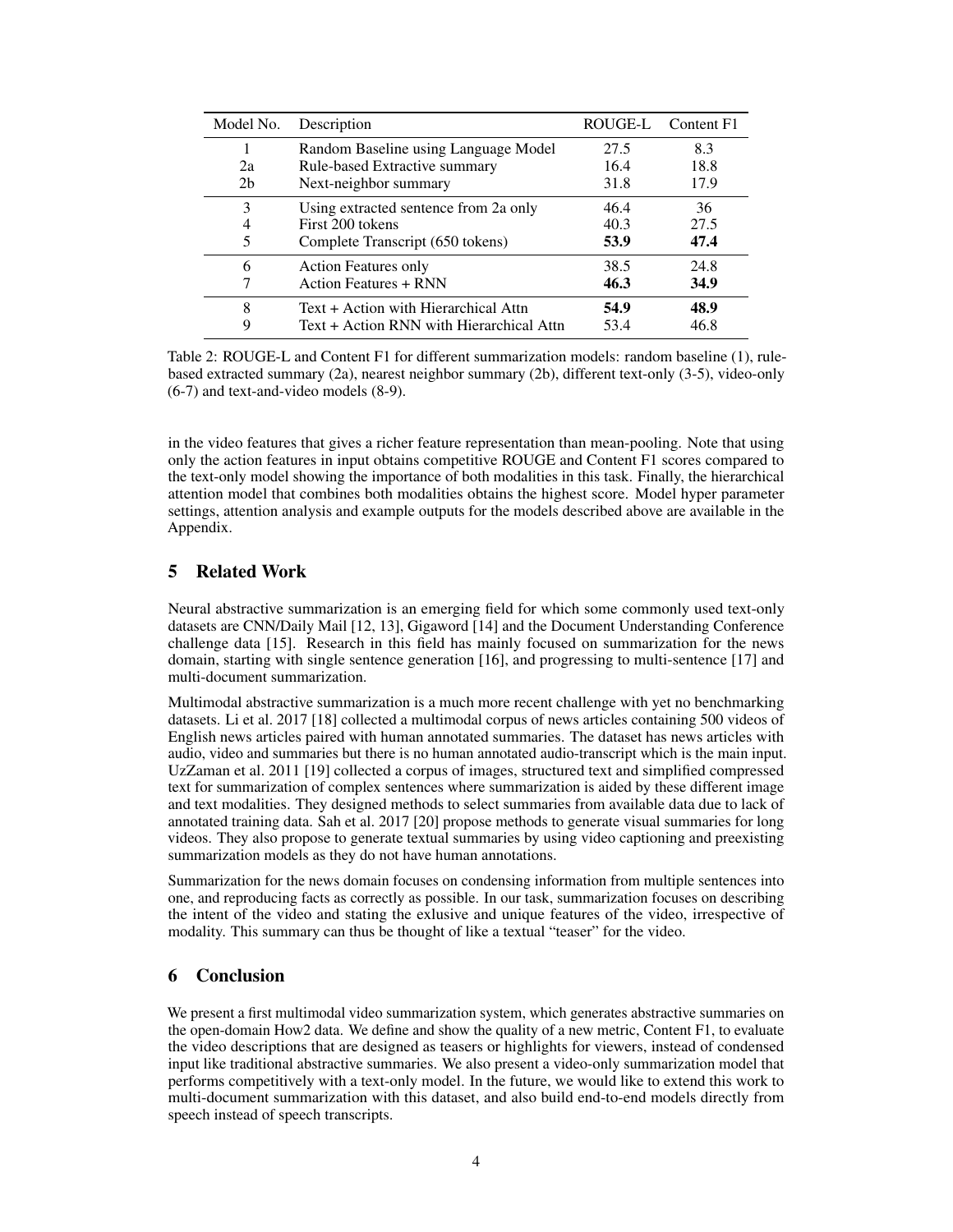| Model No. | Description | ROUGE-L | Content F1 |
|---|---|---|---|
| 1 | Random Baseline using Language Model | 27.5 | 8.3 |
| 2a | Rule-based Extractive summary | 16.4 | 18.8 |
| 2b | Next-neighbor summary | 31.8 | 17.9 |
| 3 | Using extracted sentence from 2a only | 46.4 | 36 |
| 4 | First 200 tokens | 40.3 | 27.5 |
| 5 | Complete Transcript (650 tokens) | **53.9** | **47.4** |
| 6 | Action Features only | 38.5 | 24.8 |
| 7 | Action Features + RNN | **46.3** | **34.9** |
| 8 | Text + Action with Hierarchical Attn | **54.9** | **48.9** |
| 9 | Text + Action RNN with Hierarchical Attn | 53.4 | 46.8 |

Table 2: ROUGE-L and Content F1 for different summarization models: random baseline (1), rule-based extracted summary (2a), nearest neighbor summary (2b), different text-only (3-5), video-only (6-7) and text-and-video models (8-9).

in the video features that gives a richer feature representation than mean-pooling. Note that using only the action features in input obtains competitive ROUGE and Content F1 scores compared to the text-only model showing the importance of both modalities in this task. Finally, the hierarchical attention model that combines both modalities obtains the highest score. Model hyper parameter settings, attention analysis and example outputs for the models described above are available in the Appendix.

## 5 Related Work

Neural abstractive summarization is an emerging field for which some commonly used text-only datasets are CNN/Daily Mail [12, 13], Gigaword [14] and the Document Understanding Conference challenge data [15]. Research in this field has mainly focused on summarization for the news domain, starting with single sentence generation [16], and progressing to multi-sentence [17] and multi-document summarization.

Multimodal abstractive summarization is a much more recent challenge with yet no benchmarking datasets. Li et al. 2017 [18] collected a multimodal corpus of news articles containing 500 videos of English news articles paired with human annotated summaries. The dataset has news articles with audio, video and summaries but there is no human annotated audio-transcript which is the main input. UzZaman et al. 2011 [19] collected a corpus of images, structured text and simplified compressed text for summarization of complex sentences where summarization is aided by these different image and text modalities. They designed methods to select summaries from available data due to lack of annotated training data. Sah et al. 2017 [20] propose methods to generate visual summaries for long videos. They also propose to generate textual summaries by using video captioning and preexisting summarization models as they do not have human annotations.

Summarization for the news domain focuses on condensing information from multiple sentences into one, and reproducing facts as correctly as possible. In our task, summarization focuses on describing the intent of the video and stating the exlusive and unique features of the video, irrespective of modality. This summary can thus be thought of like a textual "teaser" for the video.

## 6 Conclusion

We present a first multimodal video summarization system, which generates abstractive summaries on the open-domain How2 data. We define and show the quality of a new metric, Content F1, to evaluate the video descriptions that are designed as teasers or highlights for viewers, instead of condensed input like traditional abstractive summaries. We also present a video-only summarization model that performs competitively with a text-only model. In the future, we would like to extend this work to multi-document summarization with this dataset, and also build end-to-end models directly from speech instead of speech transcripts.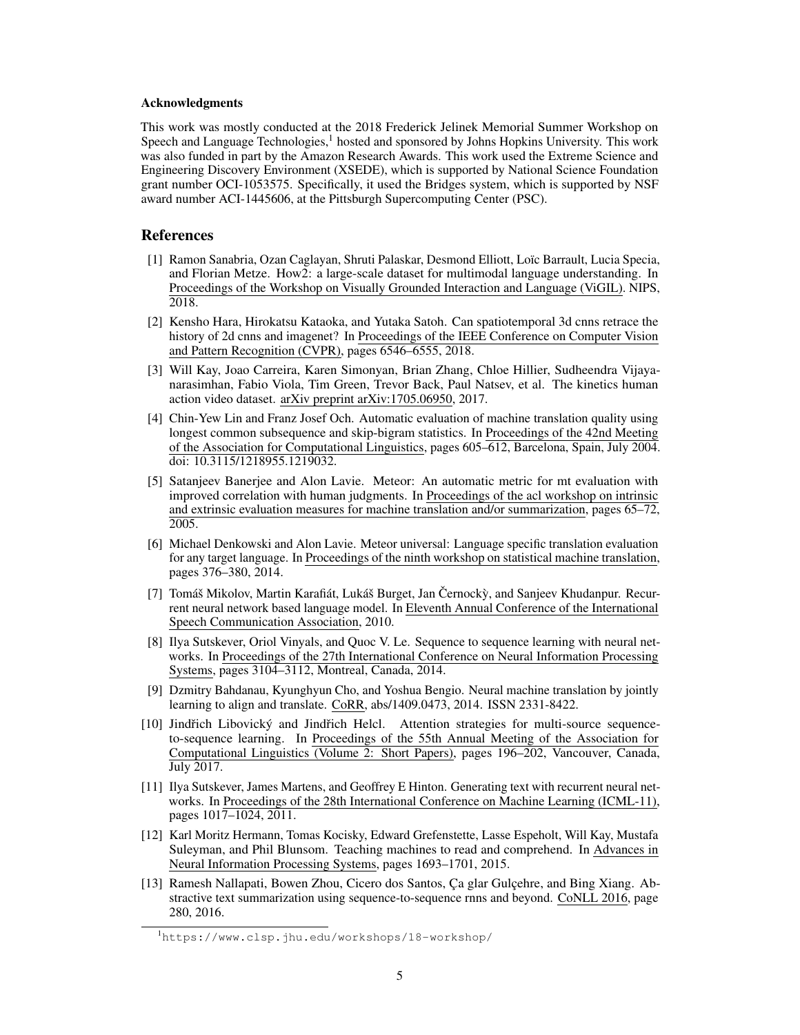### Acknowledgments

This work was mostly conducted at the 2018 Frederick Jelinek Memorial Summer Workshop on Speech and Language Technologies,[1] hosted and sponsored by Johns Hopkins University. This work was also funded in part by the Amazon Research Awards. This work used the Extreme Science and Engineering Discovery Environment (XSEDE), which is supported by National Science Foundation grant number OCI-1053575. Specifically, it used the Bridges system, which is supported by NSF award number ACI-1445606, at the Pittsburgh Supercomputing Center (PSC).

## References

[1] Ramon Sanabria, Ozan Caglayan, Shruti Palaskar, Desmond Elliott, Loïc Barrault, Lucia Specia, and Florian Metze. How2: a large-scale dataset for multimodal language understanding. In Proceedings of the Workshop on Visually Grounded Interaction and Language (ViGIL). NIPS, 2018.

[2] Kensho Hara, Hirokatsu Kataoka, and Yutaka Satoh. Can spatiotemporal 3d cnns retrace the history of 2d cnns and imagenet? In Proceedings of the IEEE Conference on Computer Vision and Pattern Recognition (CVPR), pages 6546–6555, 2018.

[3] Will Kay, Joao Carreira, Karen Simonyan, Brian Zhang, Chloe Hillier, Sudheendra Vijayanarasimhan, Fabio Viola, Tim Green, Trevor Back, Paul Natsev, et al. The kinetics human action video dataset. arXiv preprint arXiv:1705.06950, 2017.

[4] Chin-Yew Lin and Franz Josef Och. Automatic evaluation of machine translation quality using longest common subsequence and skip-bigram statistics. In Proceedings of the 42nd Meeting of the Association for Computational Linguistics, pages 605–612, Barcelona, Spain, July 2004. doi: 10.3115/1218955.1219032.

[5] Satanjeev Banerjee and Alon Lavie. Meteor: An automatic metric for mt evaluation with improved correlation with human judgments. In Proceedings of the acl workshop on intrinsic and extrinsic evaluation measures for machine translation and/or summarization, pages 65–72, 2005.

[6] Michael Denkowski and Alon Lavie. Meteor universal: Language specific translation evaluation for any target language. In Proceedings of the ninth workshop on statistical machine translation, pages 376–380, 2014.

[7] Tomáš Mikolov, Martin Karafiát, Lukáš Burget, Jan Černockỳ, and Sanjeev Khudanpur. Recurrent neural network based language model. In Eleventh Annual Conference of the International Speech Communication Association, 2010.

[8] Ilya Sutskever, Oriol Vinyals, and Quoc V. Le. Sequence to sequence learning with neural networks. In Proceedings of the 27th International Conference on Neural Information Processing Systems, pages 3104–3112, Montreal, Canada, 2014.

[9] Dzmitry Bahdanau, Kyunghyun Cho, and Yoshua Bengio. Neural machine translation by jointly learning to align and translate. CoRR, abs/1409.0473, 2014. ISSN 2331-8422.

[10] Jindřich Libovický and Jindřich Helcl. Attention strategies for multi-source sequence-to-sequence learning. In Proceedings of the 55th Annual Meeting of the Association for Computational Linguistics (Volume 2: Short Papers), pages 196–202, Vancouver, Canada, July 2017.

[11] Ilya Sutskever, James Martens, and Geoffrey E Hinton. Generating text with recurrent neural networks. In Proceedings of the 28th International Conference on Machine Learning (ICML-11), pages 1017–1024, 2011.

[12] Karl Moritz Hermann, Tomas Kocisky, Edward Grefenstette, Lasse Espeholt, Will Kay, Mustafa Suleyman, and Phil Blunsom. Teaching machines to read and comprehend. In Advances in Neural Information Processing Systems, pages 1693–1701, 2015.

[13] Ramesh Nallapati, Bowen Zhou, Cicero dos Santos, Ça glar Gulçehre, and Bing Xiang. Abstractive text summarization using sequence-to-sequence rnns and beyond. CoNLL 2016, page 280, 2016.

[1] https://www.clsp.jhu.edu/workshops/18-workshop/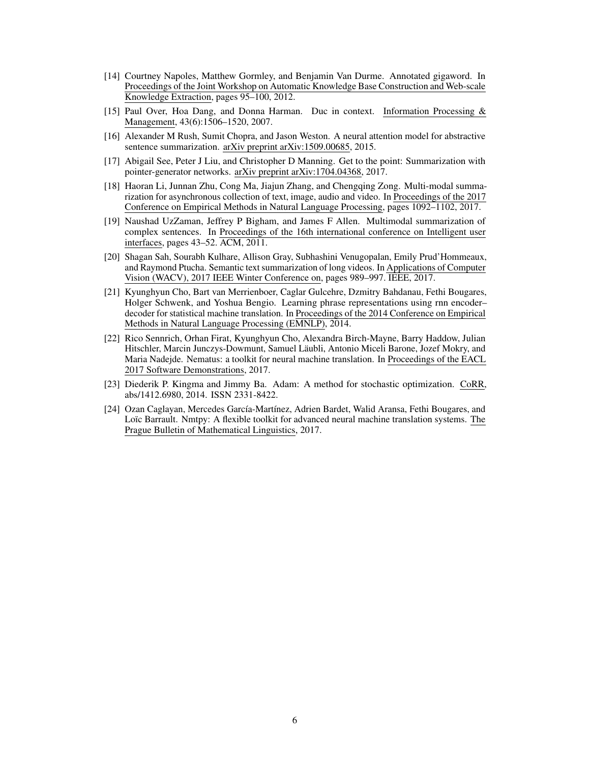[14] Courtney Napoles, Matthew Gormley, and Benjamin Van Durme. Annotated gigaword. In Proceedings of the Joint Workshop on Automatic Knowledge Base Construction and Web-scale Knowledge Extraction, pages 95–100, 2012.

[15] Paul Over, Hoa Dang, and Donna Harman. Duc in context. Information Processing & Management, 43(6):1506–1520, 2007.

[16] Alexander M Rush, Sumit Chopra, and Jason Weston. A neural attention model for abstractive sentence summarization. arXiv preprint arXiv:1509.00685, 2015.

[17] Abigail See, Peter J Liu, and Christopher D Manning. Get to the point: Summarization with pointer-generator networks. arXiv preprint arXiv:1704.04368, 2017.

[18] Haoran Li, Junnan Zhu, Cong Ma, Jiajun Zhang, and Chengqing Zong. Multi-modal summarization for asynchronous collection of text, image, audio and video. In Proceedings of the 2017 Conference on Empirical Methods in Natural Language Processing, pages 1092–1102, 2017.

[19] Naushad UzZaman, Jeffrey P Bigham, and James F Allen. Multimodal summarization of complex sentences. In Proceedings of the 16th international conference on Intelligent user interfaces, pages 43–52. ACM, 2011.

[20] Shagan Sah, Sourabh Kulhare, Allison Gray, Subhashini Venugopalan, Emily Prud'Hommeaux, and Raymond Ptucha. Semantic text summarization of long videos. In Applications of Computer Vision (WACV), 2017 IEEE Winter Conference on, pages 989–997. IEEE, 2017.

[21] Kyunghyun Cho, Bart van Merrienboer, Caglar Gulcehre, Dzmitry Bahdanau, Fethi Bougares, Holger Schwenk, and Yoshua Bengio. Learning phrase representations using rnn encoder–decoder for statistical machine translation. In Proceedings of the 2014 Conference on Empirical Methods in Natural Language Processing (EMNLP), 2014.

[22] Rico Sennrich, Orhan Firat, Kyunghyun Cho, Alexandra Birch-Mayne, Barry Haddow, Julian Hitschler, Marcin Junczys-Dowmunt, Samuel Läubli, Antonio Miceli Barone, Jozef Mokry, and Maria Nadejde. Nematus: a toolkit for neural machine translation. In Proceedings of the EACL 2017 Software Demonstrations, 2017.

[23] Diederik P. Kingma and Jimmy Ba. Adam: A method for stochastic optimization. CoRR, abs/1412.6980, 2014. ISSN 2331-8422.

[24] Ozan Caglayan, Mercedes García-Martínez, Adrien Bardet, Walid Aransa, Fethi Bougares, and Loïc Barrault. Nmtpy: A flexible toolkit for advanced neural machine translation systems. The Prague Bulletin of Mathematical Linguistics, 2017.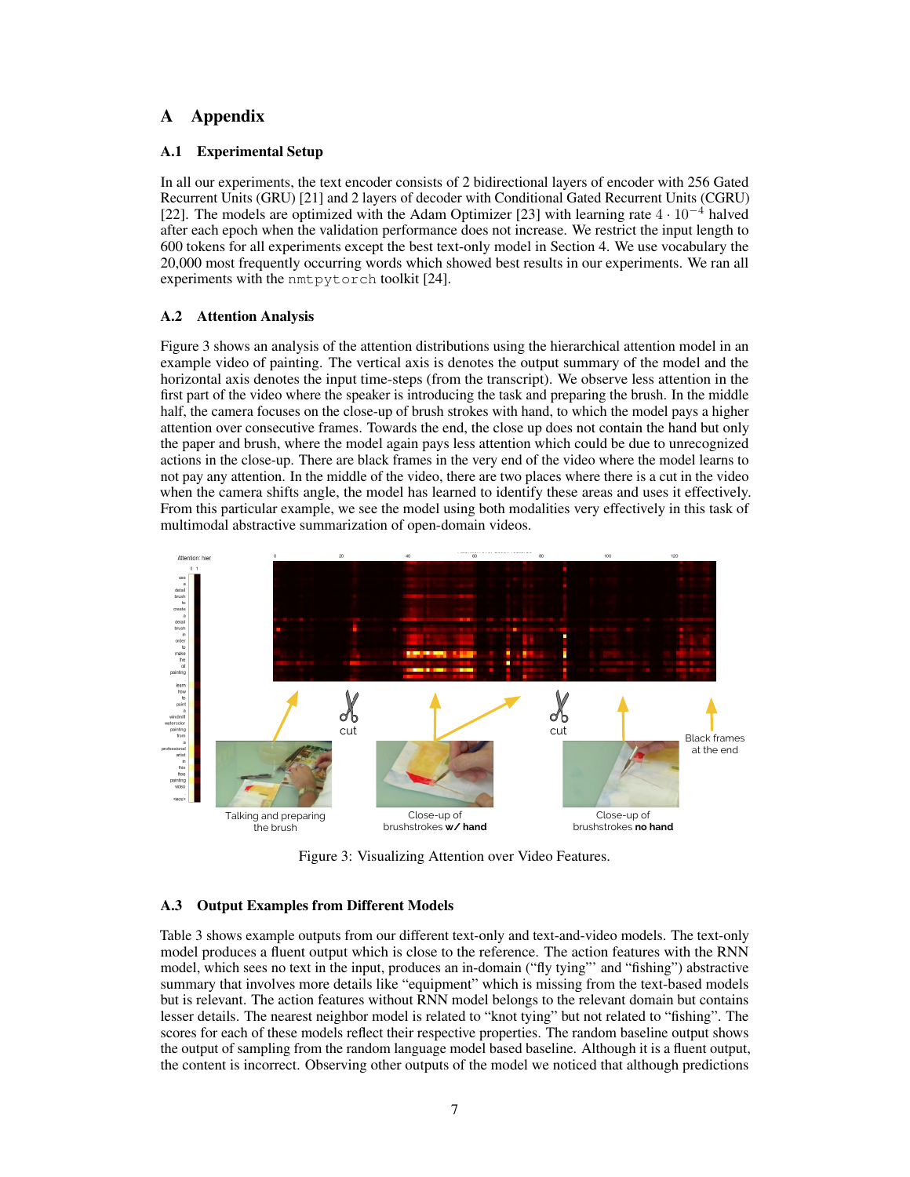# A Appendix

## A.1 Experimental Setup

In all our experiments, the text encoder consists of 2 bidirectional layers of encoder with 256 Gated Recurrent Units (GRU) [21] and 2 layers of decoder with Conditional Gated Recurrent Units (CGRU) [22]. The models are optimized with the Adam Optimizer [23] with learning rate $4 \cdot 10^{-4}$ halved after each epoch when the validation performance does not increase. We restrict the input length to 600 tokens for all experiments except the best text-only model in Section 4. We use vocabulary the 20,000 most frequently occurring words which showed best results in our experiments. We ran all experiments with the nmtpytorch toolkit [24].

## A.2 Attention Analysis

Figure 3 shows an analysis of the attention distributions using the hierarchical attention model in an example video of painting. The vertical axis is denotes the output summary of the model and the horizontal axis denotes the input time-steps (from the transcript). We observe less attention in the first part of the video where the speaker is introducing the task and preparing the brush. In the middle half, the camera focuses on the close-up of brush strokes with hand, to which the model pays a higher attention over consecutive frames. Towards the end, the close up does not contain the hand but only the paper and brush, where the model again pays less attention which could be due to unrecognized actions in the close-up. There are black frames in the very end of the video where the model learns to not pay any attention. In the middle of the video, there are two places where there is a cut in the video when the camera shifts angle, the model has learned to identify these areas and uses it effectively. From this particular example, we see the model using both modalities very effectively in this task of multimodal abstractive summarization of open-domain videos.

Figure 3: Visualizing Attention over Video Features.

## A.3 Output Examples from Different Models

Table 3 shows example outputs from our different text-only and text-and-video models. The text-only model produces a fluent output which is close to the reference. The action features with the RNN model, which sees no text in the input, produces an in-domain ("fly tying"' and "fishing") abstractive summary that involves more details like "equipment" which is missing from the text-based models but is relevant. The action features without RNN model belongs to the relevant domain but contains lesser details. The nearest neighbor model is related to "knot tying" but not related to "fishing". The scores for each of these models reflect their respective properties. The random baseline output shows the output of sampling from the random language model based baseline. Although it is a fluent output, the content is incorrect. Observing other outputs of the model we noticed that although predictions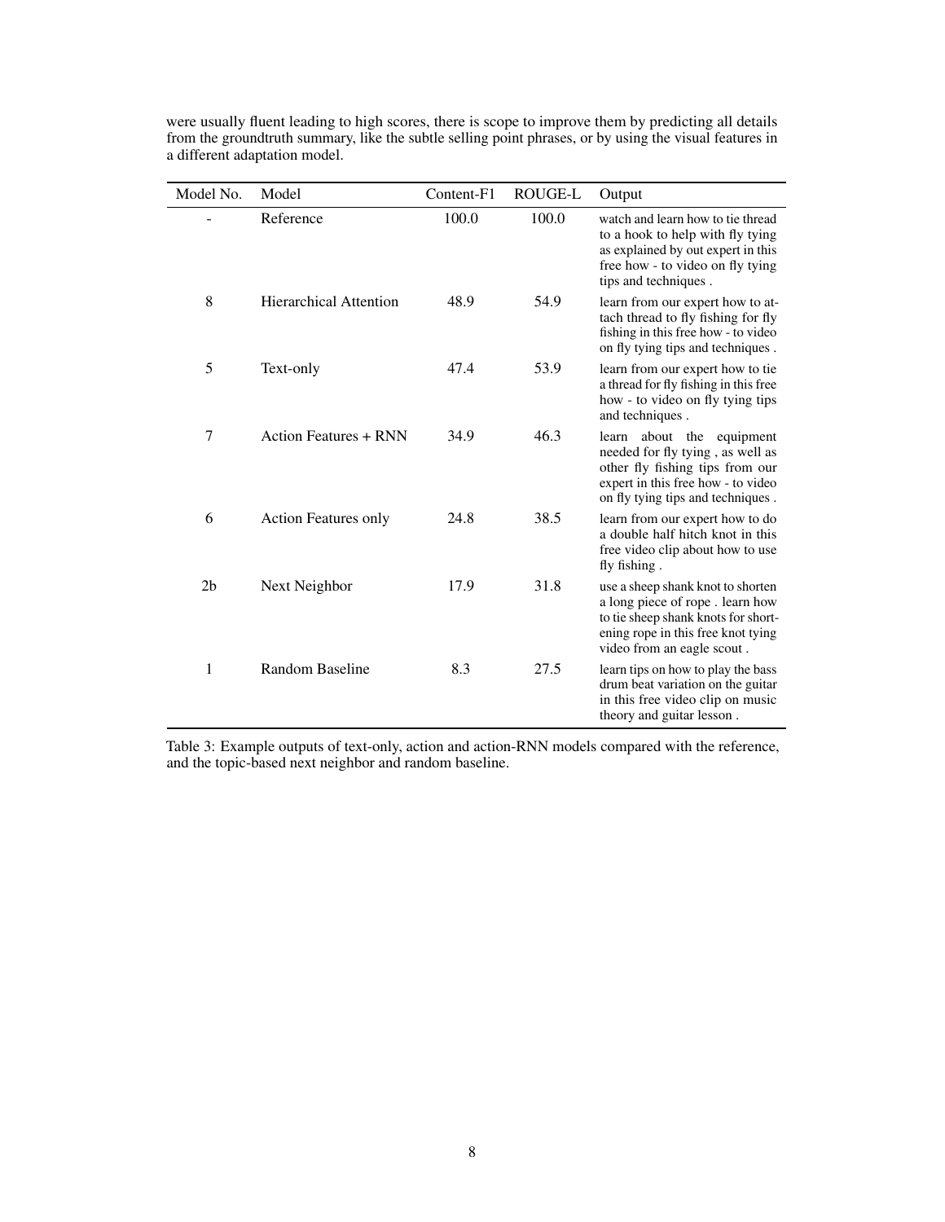were usually fluent leading to high scores, there is scope to improve them by predicting all details from the groundtruth summary, like the subtle selling point phrases, or by using the visual features in a different adaptation model.

| Model No. | Model | Content-F1 | ROUGE-L | Output |
| --- | --- | --- | --- | --- |
| - | Reference | 100.0 | 100.0 | watch and learn how to tie thread to a hook to help with fly tying as explained by out expert in this free how - to video on fly tying tips and techniques . |
| 8 | Hierarchical Attention | 48.9 | 54.9 | learn from our expert how to attach thread to fly fishing for fly fishing in this free how - to video on fly tying tips and techniques . |
| 5 | Text-only | 47.4 | 53.9 | learn from our expert how to tie a thread for fly fishing in this free how - to video on fly tying tips and techniques . |
| 7 | Action Features + RNN | 34.9 | 46.3 | learn about the equipment needed for fly tying , as well as other fly fishing tips from our expert in this free how - to video on fly tying tips and techniques . |
| 6 | Action Features only | 24.8 | 38.5 | learn from our expert how to do a double half hitch knot in this free video clip about how to use fly fishing . |
| 2b | Next Neighbor | 17.9 | 31.8 | use a sheep shank knot to shorten a long piece of rope . learn how to tie sheep shank knots for shortening rope in this free knot tying video from an eagle scout . |
| 1 | Random Baseline | 8.3 | 27.5 | learn tips on how to play the bass drum beat variation on the guitar in this free video clip on music theory and guitar lesson . |

Table 3: Example outputs of text-only, action and action-RNN models compared with the reference, and the topic-based next neighbor and random baseline.